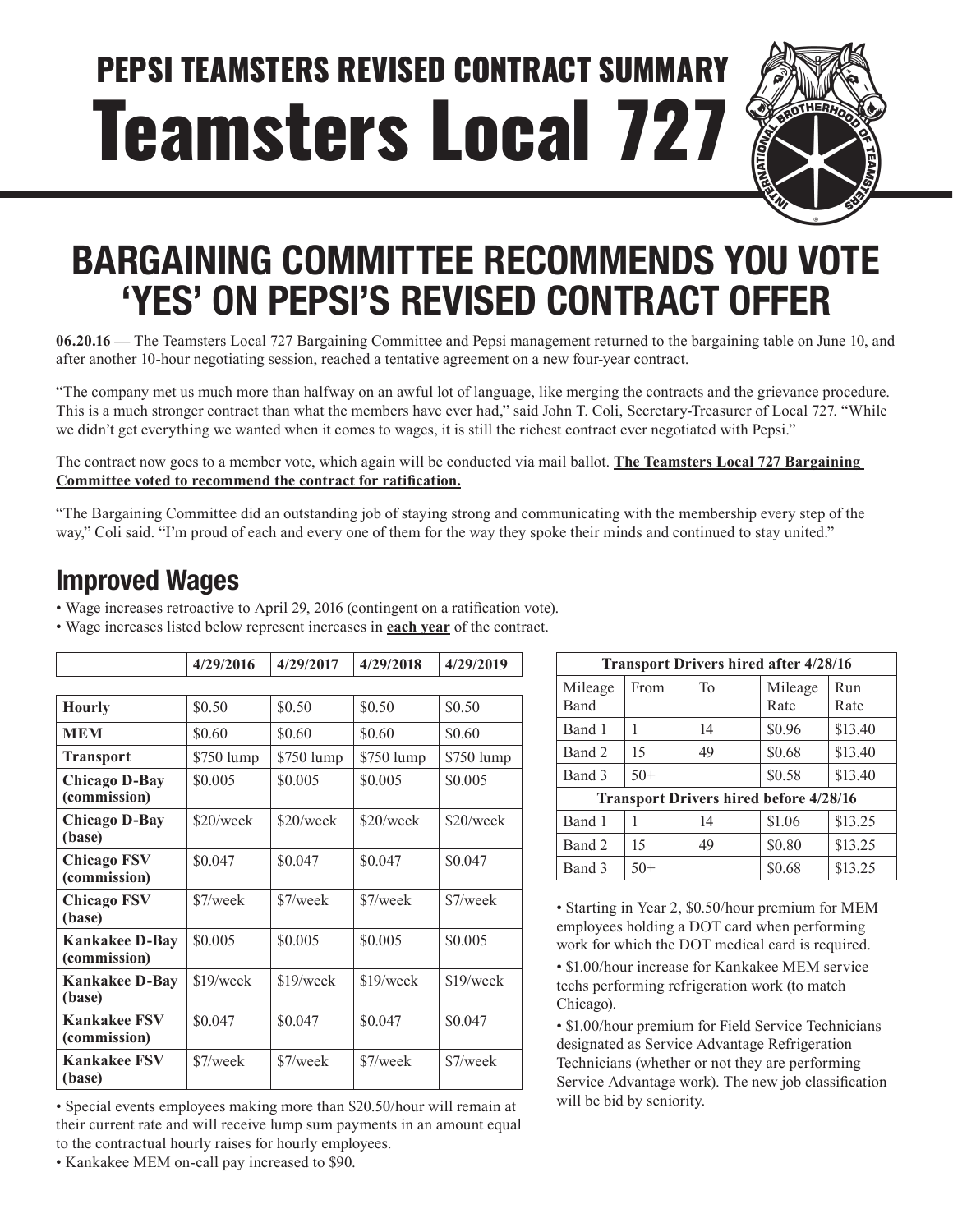# PEPSI TEAMSTERS REVISED CONTRACT SUMMARY

# Teamsters Local 727

## BARGAINING COMMITTEE RECOMMENDS YOU VOTE 'YES' ON PEPSI'S REVISED CONTRACT OFFER

**06.20.16 —** The Teamsters Local 727 Bargaining Committee and Pepsi management returned to the bargaining table on June 10, and after another 10-hour negotiating session, reached a tentative agreement on a new four-year contract.

"The company met us much more than halfway on an awful lot of language, like merging the contracts and the grievance procedure. This is a much stronger contract than what the members have ever had," said John T. Coli, Secretary-Treasurer of Local 727. "While we didn't get everything we wanted when it comes to wages, it is still the richest contract ever negotiated with Pepsi."

The contract now goes to a member vote, which again will be conducted via mail ballot. **The Teamsters Local 727 Bargaining Committee voted to recommend the contract for ratification.**

"The Bargaining Committee did an outstanding job of staying strong and communicating with the membership every step of the way," Coli said. "I'm proud of each and every one of them for the way they spoke their minds and continued to stay united."

## Improved Wages

- Wage increases retroactive to April 29, 2016 (contingent on a ratification vote).
- Wage increases listed below represent increases in **each year** of the contract.

| | 4/29/2016 | 4/29/2017 | 4/29/2018 | 4/29/2019 |
|---|---|---|---|---|
| **Hourly** | \$0.50 | \$0.50 | \$0.50 | \$0.50 |
| **MEM** | \$0.60 | \$0.60 | \$0.60 | \$0.60 |
| **Transport** | \$750 lump | \$750 lump | \$750 lump | \$750 lump |
| **Chicago D-Bay (commission)** | \$0.005 | \$0.005 | \$0.005 | \$0.005 |
| **Chicago D-Bay (base)** | \$20/week | \$20/week | \$20/week | \$20/week |
| **Chicago FSV (commission)** | \$0.047 | \$0.047 | \$0.047 | \$0.047 |
| **Chicago FSV (base)** | \$7/week | \$7/week | \$7/week | \$7/week |
| **Kankakee D-Bay (commission)** | \$0.005 | \$0.005 | \$0.005 | \$0.005 |
| **Kankakee D-Bay (base)** | \$19/week | \$19/week | \$19/week | \$19/week |
| **Kankakee FSV (commission)** | \$0.047 | \$0.047 | \$0.047 | \$0.047 |
| **Kankakee FSV (base)** | \$7/week | \$7/week | \$7/week | \$7/week |

- Special events employees making more than \$20.50/hour will remain at their current rate and will receive lump sum payments in an amount equal to the contractual hourly raises for hourly employees.
- Kankakee MEM on-call pay increased to \$90.

| **Transport Drivers hired after 4/28/16** | | | | |
|---|---|---|---|---|
| Mileage Band | From | To | Mileage Rate | Run Rate |
| Band 1 | 1 | 14 | \$0.96 | \$13.40 |
| Band 2 | 15 | 49 | \$0.68 | \$13.40 |
| Band 3 | 50+ | | \$0.58 | \$13.40 |
| **Transport Drivers hired before 4/28/16** | | | | |
| Band 1 | 1 | 14 | \$1.06 | \$13.25 |
| Band 2 | 15 | 49 | \$0.80 | \$13.25 |
| Band 3 | 50+ | | \$0.68 | \$13.25 |

- Starting in Year 2, \$0.50/hour premium for MEM employees holding a DOT card when performing work for which the DOT medical card is required.
- \$1.00/hour increase for Kankakee MEM service techs performing refrigeration work (to match Chicago).
- \$1.00/hour premium for Field Service Technicians designated as Service Advantage Refrigeration Technicians (whether or not they are performing Service Advantage work). The new job classification will be bid by seniority.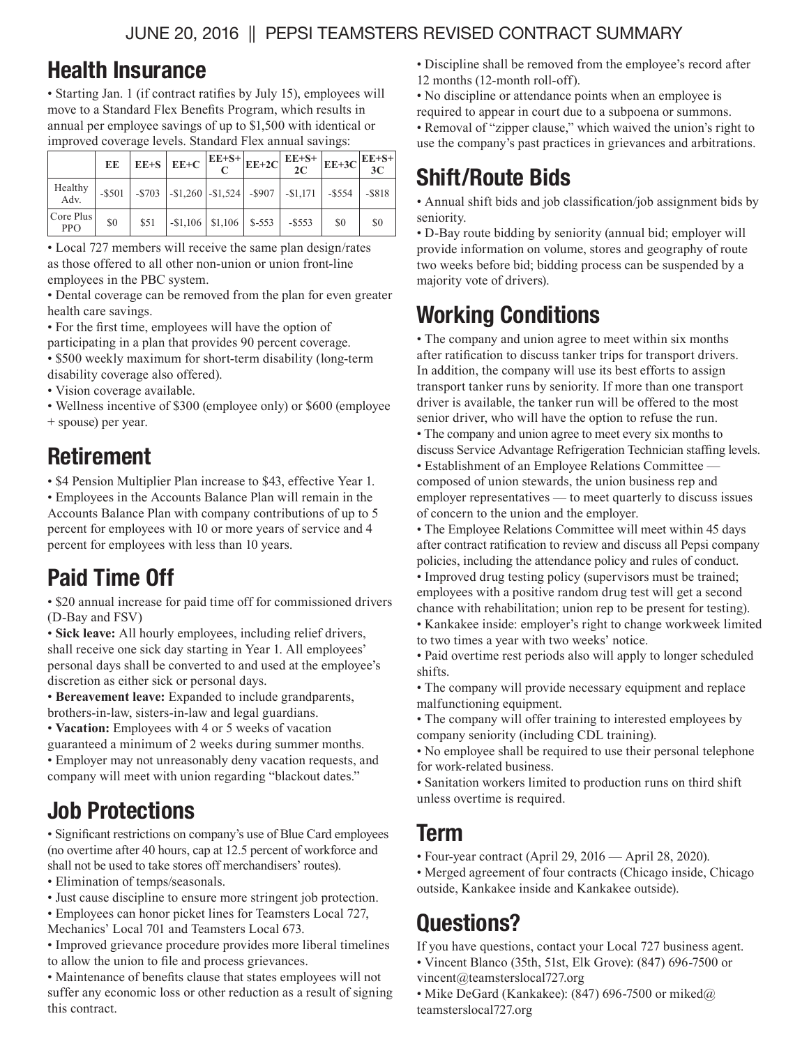JUNE 20, 2016 || PEPSI TEAMSTERS REVISED CONTRACT SUMMARY

## Health Insurance

• Starting Jan. 1 (if contract ratifies by July 15), employees will move to a Standard Flex Benefits Program, which results in annual per employee savings of up to $1,500 with identical or improved coverage levels. Standard Flex annual savings:

| | EE | EE+S | EE+C | EE+S+C | EE+2C | EE+S+2C | EE+3C | EE+S+3C |
|---|---|---|---|---|---|---|---|---|
| Healthy Adv. | -$501 | -$703 | -$1,260 | -$1,524 | -$907 | -$1,171 | -$554 | -$818 |
| Core Plus PPO | $0 | $51 | -$1,106 | $1,106 | $-553 | -$553 | $0 | $0 |

• Local 727 members will receive the same plan design/rates as those offered to all other non-union or union front-line employees in the PBC system.

• Dental coverage can be removed from the plan for even greater health care savings.

• For the first time, employees will have the option of participating in a plan that provides 90 percent coverage.

• $500 weekly maximum for short-term disability (long-term disability coverage also offered).

• Vision coverage available.

• Wellness incentive of $300 (employee only) or $600 (employee + spouse) per year.

## Retirement

• $4 Pension Multiplier Plan increase to $43, effective Year 1.

• Employees in the Accounts Balance Plan will remain in the Accounts Balance Plan with company contributions of up to 5 percent for employees with 10 or more years of service and 4 percent for employees with less than 10 years.

## Paid Time Off

• $20 annual increase for paid time off for commissioned drivers (D-Bay and FSV)

• **Sick leave:** All hourly employees, including relief drivers, shall receive one sick day starting in Year 1. All employees' personal days shall be converted to and used at the employee's discretion as either sick or personal days.

• **Bereavement leave:** Expanded to include grandparents, brothers-in-law, sisters-in-law and legal guardians.

• **Vacation:** Employees with 4 or 5 weeks of vacation guaranteed a minimum of 2 weeks during summer months.

• Employer may not unreasonably deny vacation requests, and company will meet with union regarding "blackout dates."

## Job Protections

• Significant restrictions on company's use of Blue Card employees (no overtime after 40 hours, cap at 12.5 percent of workforce and shall not be used to take stores off merchandisers' routes).

• Elimination of temps/seasonals.

• Just cause discipline to ensure more stringent job protection.

• Employees can honor picket lines for Teamsters Local 727, Mechanics' Local 701 and Teamsters Local 673.

• Improved grievance procedure provides more liberal timelines to allow the union to file and process grievances.

• Maintenance of benefits clause that states employees will not suffer any economic loss or other reduction as a result of signing this contract.

• Discipline shall be removed from the employee's record after 12 months (12-month roll-off).

• No discipline or attendance points when an employee is required to appear in court due to a subpoena or summons.

• Removal of "zipper clause," which waived the union's right to use the company's past practices in grievances and arbitrations.

## Shift/Route Bids

• Annual shift bids and job classification/job assignment bids by seniority.

• D-Bay route bidding by seniority (annual bid; employer will provide information on volume, stores and geography of route two weeks before bid; bidding process can be suspended by a majority vote of drivers).

## Working Conditions

• The company and union agree to meet within six months after ratification to discuss tanker trips for transport drivers. In addition, the company will use its best efforts to assign transport tanker runs by seniority. If more than one transport driver is available, the tanker run will be offered to the most senior driver, who will have the option to refuse the run.

• The company and union agree to meet every six months to discuss Service Advantage Refrigeration Technician staffing levels.

• Establishment of an Employee Relations Committee — composed of union stewards, the union business rep and employer representatives — to meet quarterly to discuss issues of concern to the union and the employer.

• The Employee Relations Committee will meet within 45 days after contract ratification to review and discuss all Pepsi company policies, including the attendance policy and rules of conduct.

• Improved drug testing policy (supervisors must be trained; employees with a positive random drug test will get a second chance with rehabilitation; union rep to be present for testing).

• Kankakee inside: employer's right to change workweek limited to two times a year with two weeks' notice.

• Paid overtime rest periods also will apply to longer scheduled shifts.

• The company will provide necessary equipment and replace malfunctioning equipment.

• The company will offer training to interested employees by company seniority (including CDL training).

• No employee shall be required to use their personal telephone for work-related business.

• Sanitation workers limited to production runs on third shift unless overtime is required.

## Term

• Four-year contract (April 29, 2016 — April 28, 2020).

• Merged agreement of four contracts (Chicago inside, Chicago outside, Kankakee inside and Kankakee outside).

## Questions?

If you have questions, contact your Local 727 business agent.

• Vincent Blanco (35th, 51st, Elk Grove): (847) 696-7500 or vincent@teamsterslocal727.org

• Mike DeGard (Kankakee): (847) 696-7500 or miked@teamsterslocal727.org